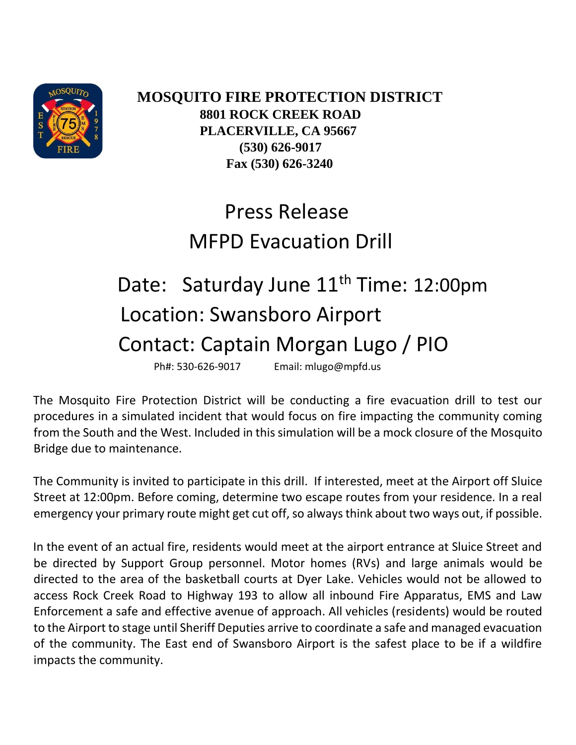**MOSQUITO FIRE PROTECTION DISTRICT**
**8801 ROCK CREEK ROAD**
**PLACERVILLE, CA 95667**
**(530) 626-9017**
**Fax (530) 626-3240**

# Press Release
# MFPD Evacuation Drill

## Date: Saturday June 11th Time: 12:00pm
## Location: Swansboro Airport
## Contact: Captain Morgan Lugo / PIO

Ph#: 530-626-9017 Email: mlugo@mpfd.us

The Mosquito Fire Protection District will be conducting a fire evacuation drill to test our procedures in a simulated incident that would focus on fire impacting the community coming from the South and the West. Included in this simulation will be a mock closure of the Mosquito Bridge due to maintenance.

The Community is invited to participate in this drill. If interested, meet at the Airport off Sluice Street at 12:00pm. Before coming, determine two escape routes from your residence. In a real emergency your primary route might get cut off, so always think about two ways out, if possible.

In the event of an actual fire, residents would meet at the airport entrance at Sluice Street and be directed by Support Group personnel. Motor homes (RVs) and large animals would be directed to the area of the basketball courts at Dyer Lake. Vehicles would not be allowed to access Rock Creek Road to Highway 193 to allow all inbound Fire Apparatus, EMS and Law Enforcement a safe and effective avenue of approach. All vehicles (residents) would be routed to the Airport to stage until Sheriff Deputies arrive to coordinate a safe and managed evacuation of the community. The East end of Swansboro Airport is the safest place to be if a wildfire impacts the community.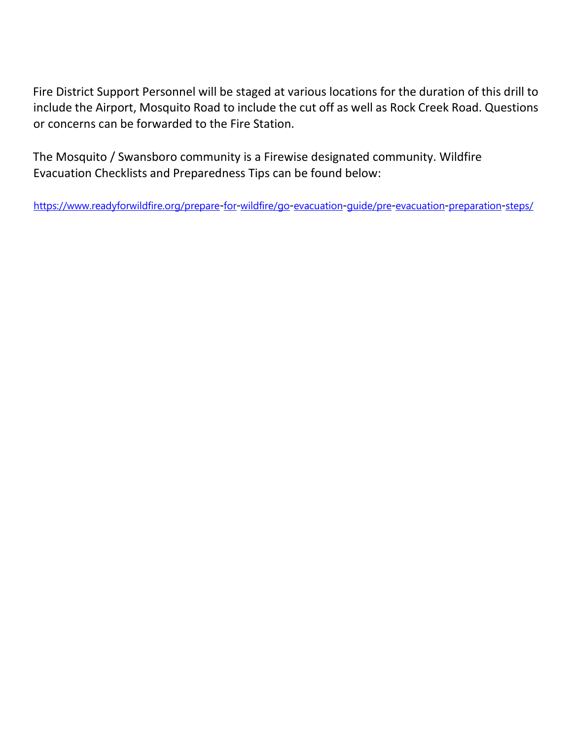Fire District Support Personnel will be staged at various locations for the duration of this drill to include the Airport, Mosquito Road to include the cut off as well as Rock Creek Road. Questions or concerns can be forwarded to the Fire Station.

The Mosquito / Swansboro community is a Firewise designated community. Wildfire Evacuation Checklists and Preparedness Tips can be found below:

https://www.readyforwildfire.org/prepare-for-wildfire/go-evacuation-guide/pre-evacuation-preparation-steps/